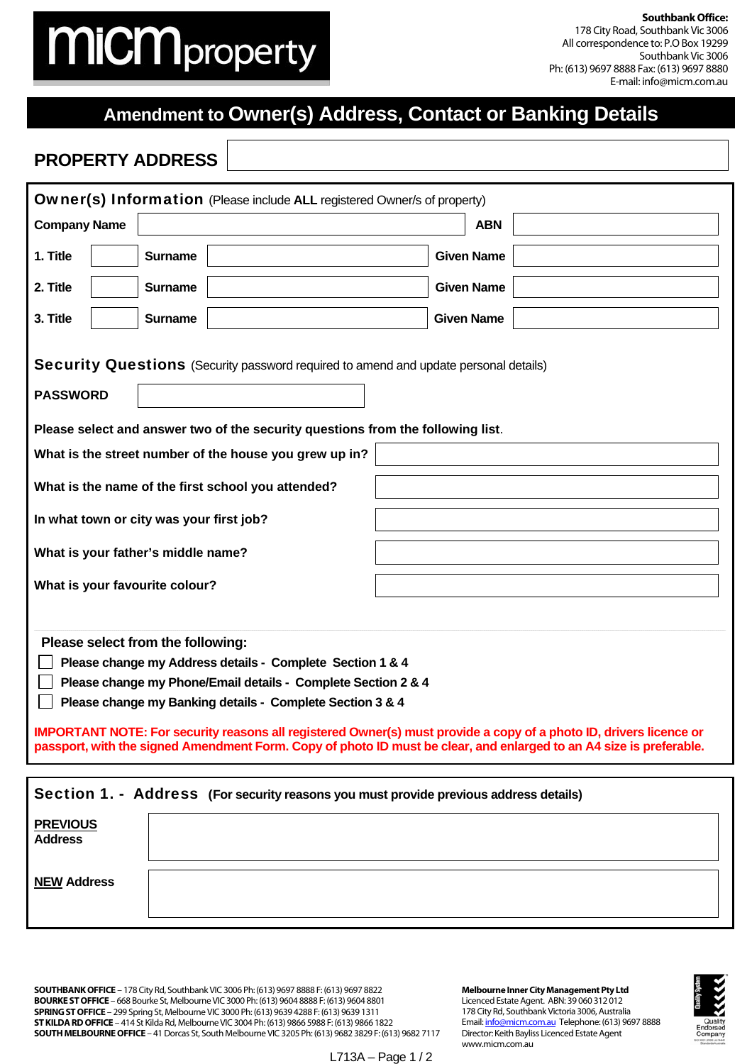**micm property**

**Southbank Office:**
178 City Road, Southbank Vic 3006
All correspondence to: P.O Box 19299
Southbank Vic 3006
Ph: (613) 9697 8888 Fax: (613) 9697 8880
E-mail: info@micm.com.au

# Amendment to Owner(s) Address, Contact or Banking Details

## PROPERTY ADDRESS

## Owner(s) Information (Please include **ALL** registered Owner/s of property)

| Company Name | | ABN | |
|---|---|---|---|

| Title | | Surname | | Given Name | |
|---|---|---|---|---|---|
| 1. Title | | Surname | | Given Name | |
| 2. Title | | Surname | | Given Name | |
| 3. Title | | Surname | | Given Name | |

## Security Questions (Security password required to amend and update personal details)

**PASSWORD**

**Please select and answer two of the security questions from the following list**.

| Question | Answer |
|---|---|
| **What is the street number of the house you grew up in?** | |
| **What is the name of the first school you attended?** | |
| **In what town or city was your first job?** | |
| **What is your father's middle name?** | |
| **What is your favourite colour?** | |

**Please select from the following:**

- [ ] **Please change my Address details - Complete Section 1 & 4**
- [ ] **Please change my Phone/Email details - Complete Section 2 & 4**
- [ ] **Please change my Banking details - Complete Section 3 & 4**

**IMPORTANT NOTE: For security reasons all registered Owner(s) must provide a copy of a photo ID, drivers licence or passport, with the signed Amendment Form. Copy of photo ID must be clear, and enlarged to an A4 size is preferable.**

## Section 1. - Address (For security reasons you must provide previous address details)

**PREVIOUS Address**

**NEW Address**

**SOUTHBANK OFFICE** – 178 City Rd, Southbank VIC 3006 Ph: (613) 9697 8888 F: (613) 9697 8822
**BOURKE ST OFFICE** – 668 Bourke St, Melbourne VIC 3000 Ph: (613) 9604 8888 F: (613) 9604 8801
**SPRING ST OFFICE** – 299 Spring St, Melbourne VIC 3000 Ph: (613) 9639 4288 F: (613) 9639 1311
**ST KILDA RD OFFICE** – 414 St Kilda Rd, Melbourne VIC 3004 Ph: (613) 9866 5988 F: (613) 9866 1822
**SOUTH MELBOURNE OFFICE** – 41 Dorcas St, South Melbourne VIC 3205 Ph: (613) 9682 3829 F: (613) 9682 7117

**Melbourne Inner City Management Pty Ltd**
Licenced Estate Agent. ABN: 39 060 312 012
178 City Rd, Southbank Victoria 3006, Australia
Email: info@micm.com.au Telephone: (613) 9697 8888
Director: Keith Bayliss Licenced Estate Agent
www.micm.com.au

L713A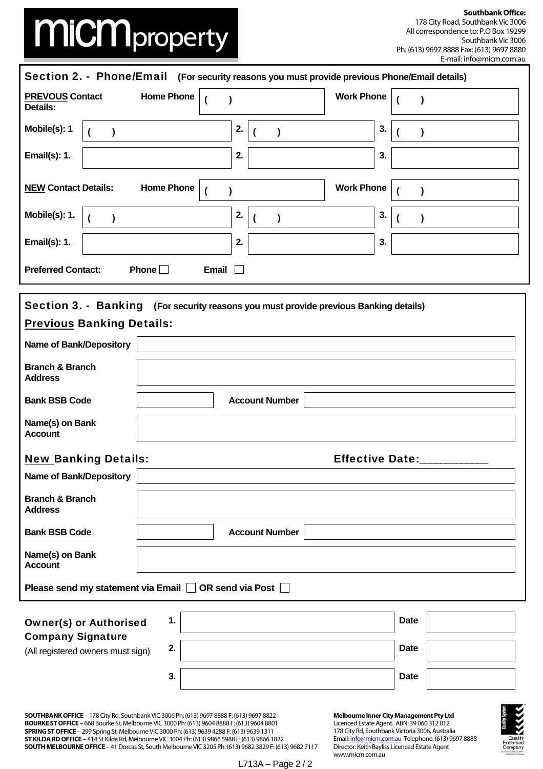**micm**property

**Southbank Office:**
178 City Road, Southbank Vic 3006
All correspondence to: P.O Box 19299
Southbank Vic 3006
Ph: (613) 9697 8888 Fax: (613) 9697 8880
E-mail: info@micm.com.au

## Section 2. - Phone/Email (For security reasons you must provide previous Phone/Email details)

| | | | | | |
|---|---|---|---|---|---|
| **PREVOUS Contact Details:** | **Home Phone** | ( ) | | **Work Phone** | ( ) |
| **Mobile(s): 1** | ( ) | **2.** | ( ) | **3.** | ( ) |
| **Email(s): 1.** | | **2.** | | **3.** | |
| **NEW Contact Details:** | **Home Phone** | ( ) | | **Work Phone** | ( ) |
| **Mobile(s): 1.** | ( ) | **2.** | ( ) | **3.** | ( ) |
| **Email(s): 1.** | | **2.** | | **3.** | |

**Preferred Contact:** Phone ☐ Email ☐

## Section 3. - Banking (For security reasons you must provide previous Banking details)

### Previous Banking Details:

| | | | |
|---|---|---|---|
| **Name of Bank/Depository** | | | |
| **Branch & Branch Address** | | | |
| **Bank BSB Code** | | **Account Number** | |
| **Name(s) on Bank Account** | | | |

### New Banking Details: Effective Date:___________

| | | | |
|---|---|---|---|
| **Name of Bank/Depository** | | | |
| **Branch & Branch Address** | | | |
| **Bank BSB Code** | | **Account Number** | |
| **Name(s) on Bank Account** | | | |

**Please send my statement via Email ☐ OR send via Post ☐**

**Owner(s) or Authorised Company Signature**
(All registered owners must sign)

| | | | |
|---|---|---|---|
| **1.** | | **Date** | |
| **2.** | | **Date** | |
| **3.** | | **Date** | |

**SOUTHBANK OFFICE** – 178 City Rd, Southbank VIC 3006 Ph: (613) 9697 8888 F: (613) 9697 8822
**BOURKE ST OFFICE** – 668 Bourke St, Melbourne VIC 3000 Ph: (613) 9604 8888 F: (613) 9604 8801
**SPRING ST OFFICE** – 299 Spring St, Melbourne VIC 3000 Ph: (613) 9639 4288 F: (613) 9639 1311
**ST KILDA RD OFFICE** – 414 St Kilda Rd, Melbourne VIC 3004 Ph: (613) 9866 5988 F: (613) 9866 1822
**SOUTH MELBOURNE OFFICE** – 41 Dorcas St, South Melbourne VIC 3205 Ph: (613) 9682 3829 F: (613) 9682 7117

**Melbourne Inner City Management Pty Ltd**
Licenced Estate Agent. ABN: 39 060 312 012
178 City Rd, Southbank Victoria 3006, Australia
Email: info@micm.com.au Telephone: (613) 9697 8888
Director: Keith Bayliss Licenced Estate Agent
www.micm.com.au

L713A